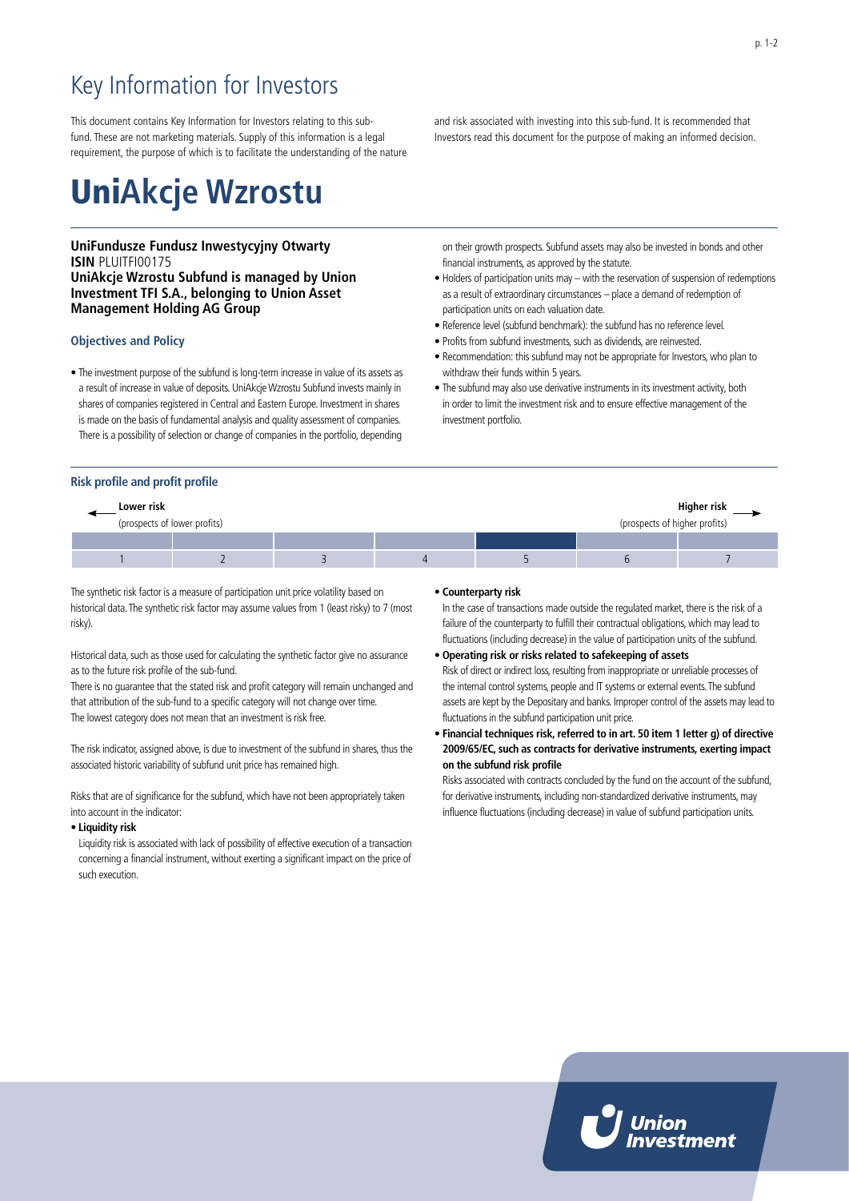# Key Information for Investors

This document contains Key Information for Investors relating to this sub-fund. These are not marketing materials. Supply of this information is a legal requirement, the purpose of which is to facilitate the understanding of the nature and risk associated with investing into this sub-fund. It is recommended that Investors read this document for the purpose of making an informed decision.

# UniAkcje Wzrostu

**UniFundusze Fundusz Inwestycyjny Otwarty**
**ISIN** PLUITFI00175
**UniAkcje Wzrostu Subfund is managed by Union Investment TFI S.A., belonging to Union Asset Management Holding AG Group**

## Objectives and Policy

- The investment purpose of the subfund is long-term increase in value of its assets as a result of increase in value of deposits. UniAkcje Wzrostu Subfund invests mainly in shares of companies registered in Central and Eastern Europe. Investment in shares is made on the basis of fundamental analysis and quality assessment of companies. There is a possibility of selection or change of companies in the portfolio, depending on their growth prospects. Subfund assets may also be invested in bonds and other financial instruments, as approved by the statute.
- Holders of participation units may – with the reservation of suspension of redemptions as a result of extraordinary circumstances – place a demand of redemption of participation units on each valuation date.
- Reference level (subfund benchmark): the subfund has no reference level.
- Profits from subfund investments, such as dividends, are reinvested.
- Recommendation: this subfund may not be appropriate for Investors, who plan to withdraw their funds within 5 years.
- The subfund may also use derivative instruments in its investment activity, both in order to limit the investment risk and to ensure effective management of the investment portfolio.

## Risk profile and profit profile

**Lower risk** (prospects of lower profits) ← → **Higher risk** (prospects of higher profits)

| 1 | 2 | 3 | 4 | **5** | 6 | 7 |
|---|---|---|---|---|---|---|

The synthetic risk factor is a measure of participation unit price volatility based on historical data. The synthetic risk factor may assume values from 1 (least risky) to 7 (most risky).

Historical data, such as those used for calculating the synthetic factor give no assurance as to the future risk profile of the sub-fund.
There is no guarantee that the stated risk and profit category will remain unchanged and that attribution of the sub-fund to a specific category will not change over time.
The lowest category does not mean that an investment is risk free.

The risk indicator, assigned above, is due to investment of the subfund in shares, thus the associated historic variability of subfund unit price has remained high.

Risks that are of significance for the subfund, which have not been appropriately taken into account in the indicator:

- **Liquidity risk**
  Liquidity risk is associated with lack of possibility of effective execution of a transaction concerning a financial instrument, without exerting a significant impact on the price of such execution.
- **Counterparty risk**
  In the case of transactions made outside the regulated market, there is the risk of a failure of the counterparty to fulfill their contractual obligations, which may lead to fluctuations (including decrease) in the value of participation units of the subfund.
- **Operating risk or risks related to safekeeping of assets**
  Risk of direct or indirect loss, resulting from inappropriate or unreliable processes of the internal control systems, people and IT systems or external events. The subfund assets are kept by the Depositary and banks. Improper control of the assets may lead to fluctuations in the subfund participation unit price.
- **Financial techniques risk, referred to in art. 50 item 1 letter g) of directive 2009/65/EC, such as contracts for derivative instruments, exerting impact on the subfund risk profile**
  Risks associated with contracts concluded by the fund on the account of the subfund, for derivative instruments, including non-standardized derivative instruments, may influence fluctuations (including decrease) in value of subfund participation units.

Union Investment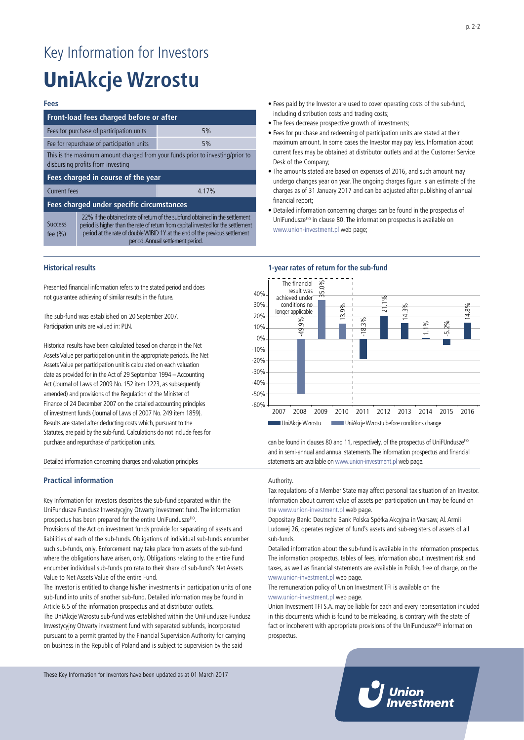# Key Information for Investors

# UniAkcje Wzrostu

## Fees

| Front-load fees charged before or after | |
|---|---|
| Fees for purchase of participation units | 5% |
| Fee for repurchase of participation units | 5% |
| This is the maximum amount charged from your funds prior to investing/prior to disbursing profits from investing | |
| **Fees charged in course of the year** | |
| Current fees | 4.17% |
| **Fees charged under specific circumstances** | |
| Success fee (%) | 22% if the obtained rate of return of the subfund obtained in the settlement period is higher than the rate of return from capital invested for the settlement period at the rate of double WIBID 1Y at the end of the previous settlement period. Annual settlement period. |

- Fees paid by the Investor are used to cover operating costs of the sub-fund, including distribution costs and trading costs;
- The fees decrease prospective growth of investments;
- Fees for purchase and redeeming of participation units are stated at their maximum amount. In some cases the Investor may pay less. Information about current fees may be obtained at distributor outlets and at the Customer Service Desk of the Company;
- The amounts stated are based on expenses of 2016, and such amount may undergo changes year on year. The ongoing charges figure is an estimate of the charges as of 31 January 2017 and can be adjusted after publishing of annual financial report;
- Detailed information concerning charges can be found in the prospectus of UniFundusze[FIO] in clause 80. The information prospectus is available on www.union-investment.pl web page;

## Historical results

Presented financial information refers to the stated period and does not guarantee achieving of similar results in the future.

The sub-fund was established on 20 September 2007. Participation units are valued in: PLN.

Historical results have been calculated based on change in the Net Assets Value per participation unit in the appropriate periods. The Net Assets Value per participation unit is calculated on each valuation date as provided for in the Act of 29 September 1994 – Accounting Act (Journal of Laws of 2009 No. 152 item 1223, as subsequently amended) and provisions of the Regulation of the Minister of Finance of 24 December 2007 on the detailed accounting principles of investment funds (Journal of Laws of 2007 No. 249 item 1859). Results are stated after deducting costs which, pursuant to the Statutes, are paid by the sub-fund. Calculations do not include fees for purchase and repurchase of participation units.

Detailed information concerning charges and valuation principles can be found in clauses 80 and 11, respectively, of the prospectus of UniFUndusze[FIO] and in semi-annual and annual statements. The information prospectus and financial statements are available on www.union-investment.pl web page.

### 1-year rates of return for the sub-fund

The financial result was achieved under conditions no longer applicable

-49.9%
35.0%
13.9%
-18.3%
21.1%
14.3%
1.1%
-5.2%
14.8%

40%
30%
20%
10%
0%
-10%
-20%
-30%
-40%
-50%
-60%

2007 2008 2009 2010 2011 2012 2013 2014 2015 2016

UniAkcje Wzrostu
UniAkcje Wzrostu before conditions change

## Practical information

Key Information for Investors describes the sub-fund separated within the UniFundusze Fundusz Inwestycyjny Otwarty investment fund. The information prospectus has been prepared for the entire UniFundusze[FIO].

Provisions of the Act on investment funds provide for separating of assets and liabilities of each of the sub-funds. Obligations of individual sub-funds encumber such sub-funds, only. Enforcement may take place from assets of the sub-fund where the obligations have arisen, only. Obligations relating to the entire Fund encumber individual sub-funds pro rata to their share of sub-fund's Net Assets Value to Net Assets Value of the entire Fund.

The Investor is entitled to change his/her investments in participation units of one sub-fund into units of another sub-fund. Detailed information may be found in Article 6.5 of the information prospectus and at distributor outlets.

The UniAkcje Wzrostu sub-fund was established within the UniFundusze Fundusz Inwestycyjny Otwarty investment fund with separated subfunds, incorporated pursuant to a permit granted by the Financial Supervision Authority for carrying on business in the Republic of Poland and is subject to supervision by the said Authority.

Tax regulations of a Member State may affect personal tax situation of an Investor. Information about current value of assets per participation unit may be found on the www.union-investment.pl web page.

Depositary Bank: Deutsche Bank Polska Spółka Akcyjna in Warsaw, Al. Armii Ludowej 26, operates register of fund's assets and sub-registers of assets of all sub-funds.

Detailed information about the sub-fund is available in the information prospectus. The information prospectus, tables of fees, information about investment risk and taxes, as well as financial statements are available in Polish, free of charge, on the www.union-investment.pl web page.

The remuneration policy of Union Investment TFI is available on the www.union-investment.pl web page.

Union Investment TFI S.A. may be liable for each and every representation included in this documents which is found to be misleading, is contrary with the state of fact or incoherent with appropriate provisions of the UniFundusze[FIO] information prospectus.

These Key Information for Inventors have been updated as at 01 March 2017

Union Investment